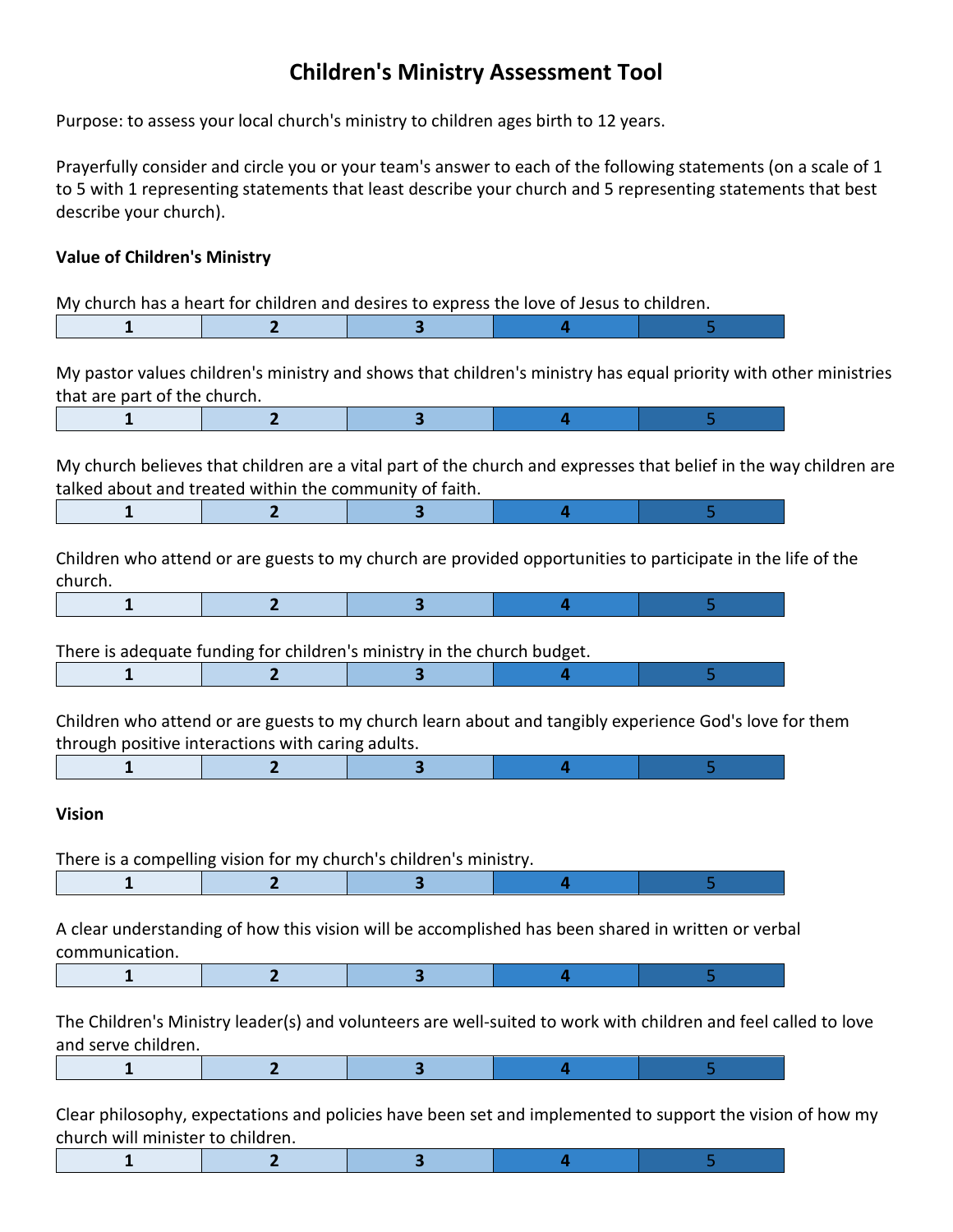# Children's Ministry Assessment Tool

Purpose: to assess your local church's ministry to children ages birth to 12 years.

Prayerfully consider and circle you or your team's answer to each of the following statements (on a scale of 1 to 5 with 1 representing statements that least describe your church and 5 representing statements that best describe your church).

**Value of Children's Ministry**

My church has a heart for children and desires to express the love of Jesus to children.

| 1 | 2 | 3 | 4 | 5 |
|---|---|---|---|---|

My pastor values children's ministry and shows that children's ministry has equal priority with other ministries that are part of the church.

| 1 | 2 | 3 | 4 | 5 |
|---|---|---|---|---|

My church believes that children are a vital part of the church and expresses that belief in the way children are talked about and treated within the community of faith.

| 1 | 2 | 3 | 4 | 5 |
|---|---|---|---|---|

Children who attend or are guests to my church are provided opportunities to participate in the life of the church.

| 1 | 2 | 3 | 4 | 5 |
|---|---|---|---|---|

There is adequate funding for children's ministry in the church budget.

| 1 | 2 | 3 | 4 | 5 |
|---|---|---|---|---|

Children who attend or are guests to my church learn about and tangibly experience God's love for them through positive interactions with caring adults.

| 1 | 2 | 3 | 4 | 5 |
|---|---|---|---|---|

**Vision**

There is a compelling vision for my church's children's ministry.

| 1 | 2 | 3 | 4 | 5 |
|---|---|---|---|---|

A clear understanding of how this vision will be accomplished has been shared in written or verbal communication.

| 1 | 2 | 3 | 4 | 5 |
|---|---|---|---|---|

The Children's Ministry leader(s) and volunteers are well-suited to work with children and feel called to love and serve children.

| 1 | 2 | 3 | 4 | 5 |
|---|---|---|---|---|

Clear philosophy, expectations and policies have been set and implemented to support the vision of how my church will minister to children.

| 1 | 2 | 3 | 4 | 5 |
|---|---|---|---|---|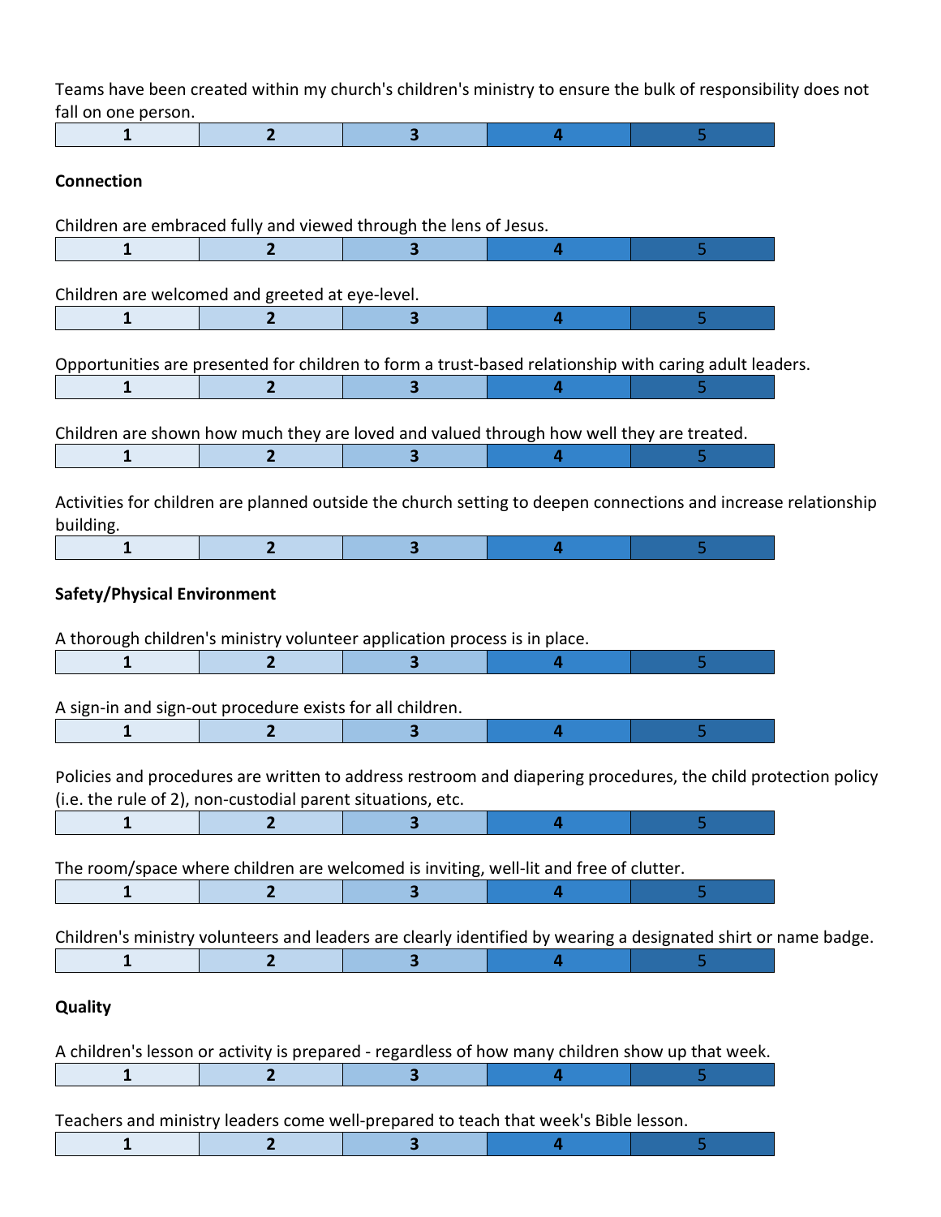Teams have been created within my church's children's ministry to ensure the bulk of responsibility does not fall on one person.

| 1 | 2 | 3 | 4 | 5 |
|---|---|---|---|---|

**Connection**

Children are embraced fully and viewed through the lens of Jesus.

| 1 | 2 | 3 | 4 | 5 |
|---|---|---|---|---|

Children are welcomed and greeted at eye-level.

| 1 | 2 | 3 | 4 | 5 |
|---|---|---|---|---|

Opportunities are presented for children to form a trust-based relationship with caring adult leaders.

| 1 | 2 | 3 | 4 | 5 |
|---|---|---|---|---|

Children are shown how much they are loved and valued through how well they are treated.

| 1 | 2 | 3 | 4 | 5 |
|---|---|---|---|---|

Activities for children are planned outside the church setting to deepen connections and increase relationship building.

| 1 | 2 | 3 | 4 | 5 |
|---|---|---|---|---|

**Safety/Physical Environment**

A thorough children's ministry volunteer application process is in place.

| 1 | 2 | 3 | 4 | 5 |
|---|---|---|---|---|

A sign-in and sign-out procedure exists for all children.

| 1 | 2 | 3 | 4 | 5 |
|---|---|---|---|---|

Policies and procedures are written to address restroom and diapering procedures, the child protection policy (i.e. the rule of 2), non-custodial parent situations, etc.

| 1 | 2 | 3 | 4 | 5 |
|---|---|---|---|---|

The room/space where children are welcomed is inviting, well-lit and free of clutter.

| 1 | 2 | 3 | 4 | 5 |
|---|---|---|---|---|

Children's ministry volunteers and leaders are clearly identified by wearing a designated shirt or name badge.

| 1 | 2 | 3 | 4 | 5 |
|---|---|---|---|---|

**Quality**

A children's lesson or activity is prepared - regardless of how many children show up that week.

| 1 | 2 | 3 | 4 | 5 |
|---|---|---|---|---|

Teachers and ministry leaders come well-prepared to teach that week's Bible lesson.

| 1 | 2 | 3 | 4 | 5 |
|---|---|---|---|---|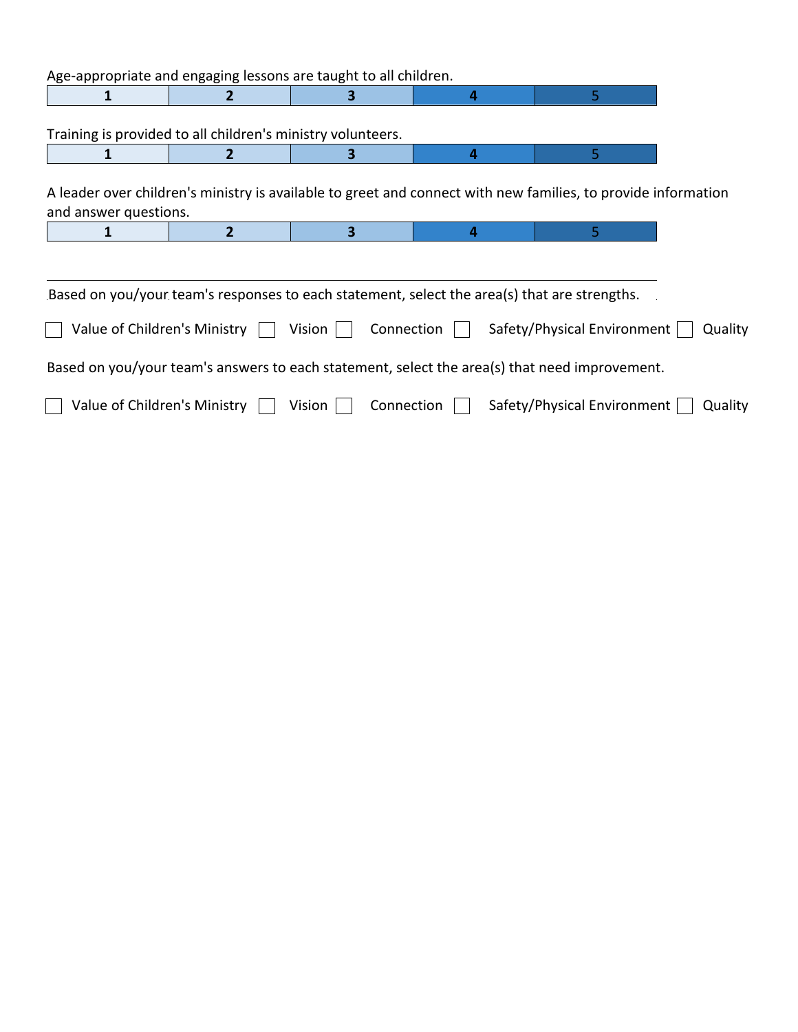Age-appropriate and engaging lessons are taught to all children.

| | | | | |
|---|---|---|---|---|
| **1** | **2** | **3** | **4** | 5 |

Training is provided to all children's ministry volunteers.

| | | | | |
|---|---|---|---|---|
| **1** | **2** | **3** | **4** | 5 |

A leader over children's ministry is available to greet and connect with new families, to provide information and answer questions.

| | | | | |
|---|---|---|---|---|
| **1** | **2** | **3** | **4** | 5 |

---

Based on you/your team's responses to each statement, select the area(s) that are strengths.

☐ Value of Children's Ministry ☐ Vision ☐ Connection ☐ Safety/Physical Environment ☐ Quality

Based on you/your team's answers to each statement, select the area(s) that need improvement.

☐ Value of Children's Ministry ☐ Vision ☐ Connection ☐ Safety/Physical Environment ☐ Quality